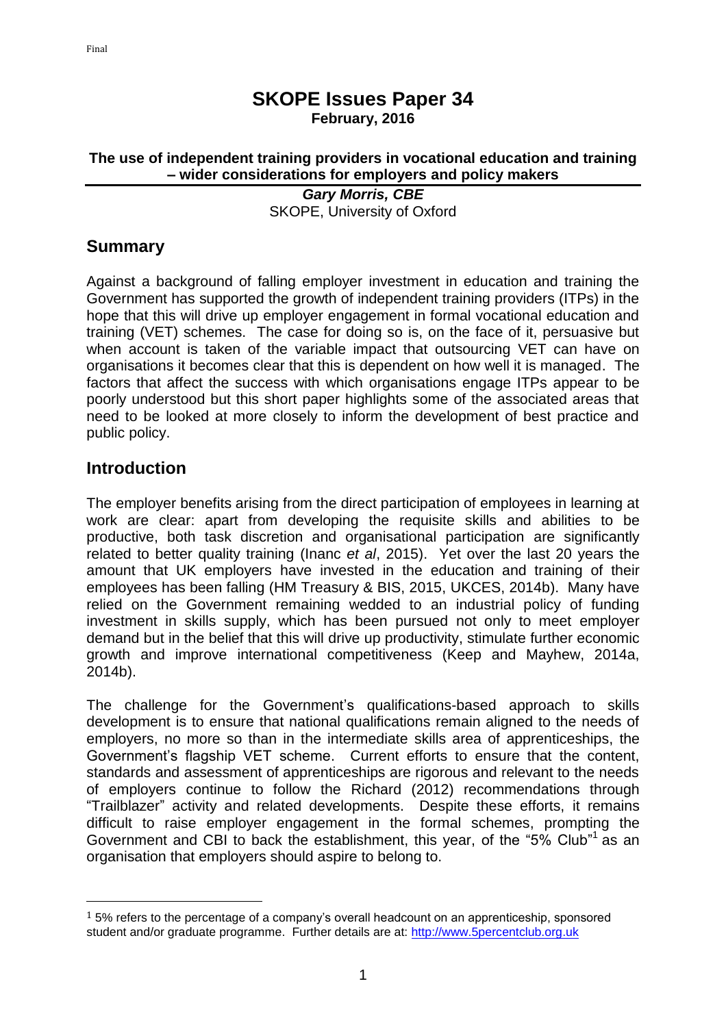# SKOPE Issues Paper 34

**February, 2016**

**The use of independent training providers in vocational education and training – wider considerations for employers and policy makers**

***Gary Morris, CBE***
SKOPE, University of Oxford

## Summary

Against a background of falling employer investment in education and training the Government has supported the growth of independent training providers (ITPs) in the hope that this will drive up employer engagement in formal vocational education and training (VET) schemes. The case for doing so is, on the face of it, persuasive but when account is taken of the variable impact that outsourcing VET can have on organisations it becomes clear that this is dependent on how well it is managed. The factors that affect the success with which organisations engage ITPs appear to be poorly understood but this short paper highlights some of the associated areas that need to be looked at more closely to inform the development of best practice and public policy.

## Introduction

The employer benefits arising from the direct participation of employees in learning at work are clear: apart from developing the requisite skills and abilities to be productive, both task discretion and organisational participation are significantly related to better quality training (Inanc *et al*, 2015). Yet over the last 20 years the amount that UK employers have invested in the education and training of their employees has been falling (HM Treasury & BIS, 2015, UKCES, 2014b). Many have relied on the Government remaining wedded to an industrial policy of funding investment in skills supply, which has been pursued not only to meet employer demand but in the belief that this will drive up productivity, stimulate further economic growth and improve international competitiveness (Keep and Mayhew, 2014a, 2014b).

The challenge for the Government's qualifications-based approach to skills development is to ensure that national qualifications remain aligned to the needs of employers, no more so than in the intermediate skills area of apprenticeships, the Government's flagship VET scheme. Current efforts to ensure that the content, standards and assessment of apprenticeships are rigorous and relevant to the needs of employers continue to follow the Richard (2012) recommendations through "Trailblazer" activity and related developments. Despite these efforts, it remains difficult to raise employer engagement in the formal schemes, prompting the Government and CBI to back the establishment, this year, of the "5% Club"[1] as an organisation that employers should aspire to belong to.

[1] 5% refers to the percentage of a company's overall headcount on an apprenticeship, sponsored student and/or graduate programme. Further details are at: http://www.5percentclub.org.uk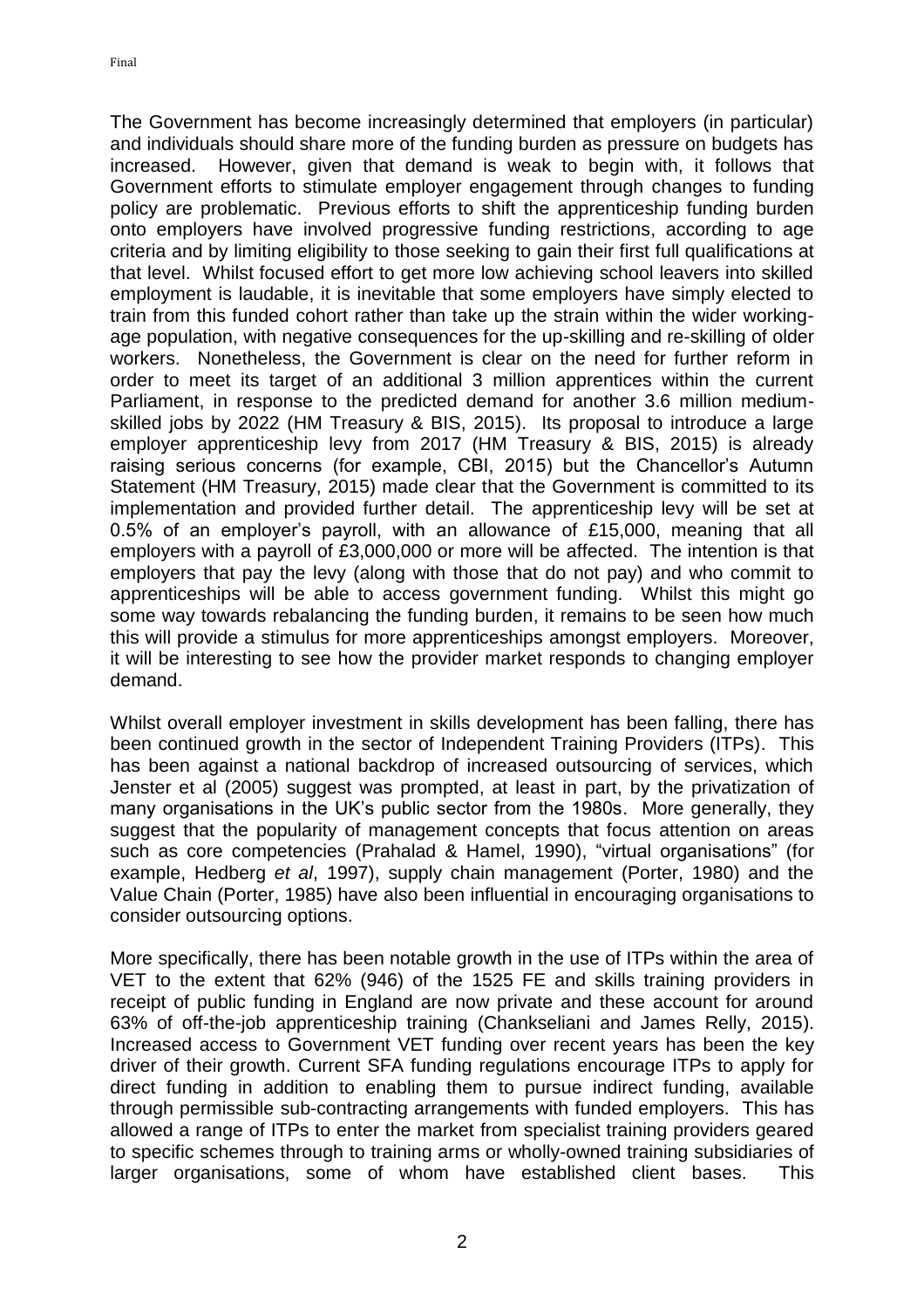The Government has become increasingly determined that employers (in particular) and individuals should share more of the funding burden as pressure on budgets has increased. However, given that demand is weak to begin with, it follows that Government efforts to stimulate employer engagement through changes to funding policy are problematic. Previous efforts to shift the apprenticeship funding burden onto employers have involved progressive funding restrictions, according to age criteria and by limiting eligibility to those seeking to gain their first full qualifications at that level. Whilst focused effort to get more low achieving school leavers into skilled employment is laudable, it is inevitable that some employers have simply elected to train from this funded cohort rather than take up the strain within the wider working-age population, with negative consequences for the up-skilling and re-skilling of older workers. Nonetheless, the Government is clear on the need for further reform in order to meet its target of an additional 3 million apprentices within the current Parliament, in response to the predicted demand for another 3.6 million medium-skilled jobs by 2022 (HM Treasury & BIS, 2015). Its proposal to introduce a large employer apprenticeship levy from 2017 (HM Treasury & BIS, 2015) is already raising serious concerns (for example, CBI, 2015) but the Chancellor's Autumn Statement (HM Treasury, 2015) made clear that the Government is committed to its implementation and provided further detail. The apprenticeship levy will be set at 0.5% of an employer's payroll, with an allowance of £15,000, meaning that all employers with a payroll of £3,000,000 or more will be affected. The intention is that employers that pay the levy (along with those that do not pay) and who commit to apprenticeships will be able to access government funding. Whilst this might go some way towards rebalancing the funding burden, it remains to be seen how much this will provide a stimulus for more apprenticeships amongst employers. Moreover, it will be interesting to see how the provider market responds to changing employer demand.

Whilst overall employer investment in skills development has been falling, there has been continued growth in the sector of Independent Training Providers (ITPs). This has been against a national backdrop of increased outsourcing of services, which Jenster et al (2005) suggest was prompted, at least in part, by the privatization of many organisations in the UK's public sector from the 1980s. More generally, they suggest that the popularity of management concepts that focus attention on areas such as core competencies (Prahalad & Hamel, 1990), "virtual organisations" (for example, Hedberg *et al*, 1997), supply chain management (Porter, 1980) and the Value Chain (Porter, 1985) have also been influential in encouraging organisations to consider outsourcing options.

More specifically, there has been notable growth in the use of ITPs within the area of VET to the extent that 62% (946) of the 1525 FE and skills training providers in receipt of public funding in England are now private and these account for around 63% of off-the-job apprenticeship training (Chankseliani and James Relly, 2015). Increased access to Government VET funding over recent years has been the key driver of their growth. Current SFA funding regulations encourage ITPs to apply for direct funding in addition to enabling them to pursue indirect funding, available through permissible sub-contracting arrangements with funded employers. This has allowed a range of ITPs to enter the market from specialist training providers geared to specific schemes through to training arms or wholly-owned training subsidiaries of larger organisations, some of whom have established client bases. This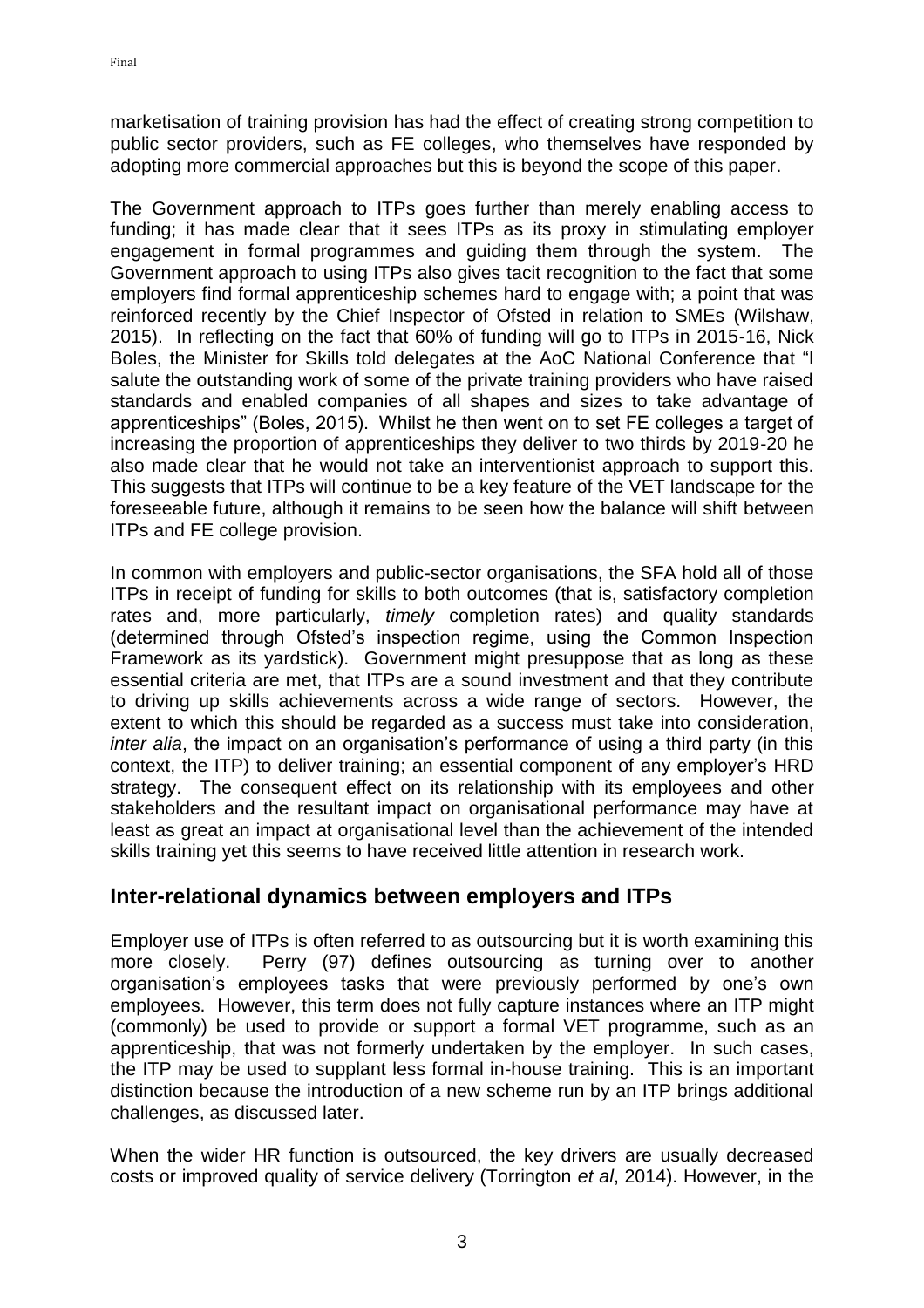marketisation of training provision has had the effect of creating strong competition to public sector providers, such as FE colleges, who themselves have responded by adopting more commercial approaches but this is beyond the scope of this paper.

The Government approach to ITPs goes further than merely enabling access to funding; it has made clear that it sees ITPs as its proxy in stimulating employer engagement in formal programmes and guiding them through the system. The Government approach to using ITPs also gives tacit recognition to the fact that some employers find formal apprenticeship schemes hard to engage with; a point that was reinforced recently by the Chief Inspector of Ofsted in relation to SMEs (Wilshaw, 2015). In reflecting on the fact that 60% of funding will go to ITPs in 2015-16, Nick Boles, the Minister for Skills told delegates at the AoC National Conference that "I salute the outstanding work of some of the private training providers who have raised standards and enabled companies of all shapes and sizes to take advantage of apprenticeships" (Boles, 2015). Whilst he then went on to set FE colleges a target of increasing the proportion of apprenticeships they deliver to two thirds by 2019-20 he also made clear that he would not take an interventionist approach to support this. This suggests that ITPs will continue to be a key feature of the VET landscape for the foreseeable future, although it remains to be seen how the balance will shift between ITPs and FE college provision.

In common with employers and public-sector organisations, the SFA hold all of those ITPs in receipt of funding for skills to both outcomes (that is, satisfactory completion rates and, more particularly, *timely* completion rates) and quality standards (determined through Ofsted's inspection regime, using the Common Inspection Framework as its yardstick). Government might presuppose that as long as these essential criteria are met, that ITPs are a sound investment and that they contribute to driving up skills achievements across a wide range of sectors. However, the extent to which this should be regarded as a success must take into consideration, *inter alia*, the impact on an organisation's performance of using a third party (in this context, the ITP) to deliver training; an essential component of any employer's HRD strategy. The consequent effect on its relationship with its employees and other stakeholders and the resultant impact on organisational performance may have at least as great an impact at organisational level than the achievement of the intended skills training yet this seems to have received little attention in research work.

## Inter-relational dynamics between employers and ITPs

Employer use of ITPs is often referred to as outsourcing but it is worth examining this more closely. Perry (97) defines outsourcing as turning over to another organisation's employees tasks that were previously performed by one's own employees. However, this term does not fully capture instances where an ITP might (commonly) be used to provide or support a formal VET programme, such as an apprenticeship, that was not formerly undertaken by the employer. In such cases, the ITP may be used to supplant less formal in-house training. This is an important distinction because the introduction of a new scheme run by an ITP brings additional challenges, as discussed later.

When the wider HR function is outsourced, the key drivers are usually decreased costs or improved quality of service delivery (Torrington *et al*, 2014). However, in the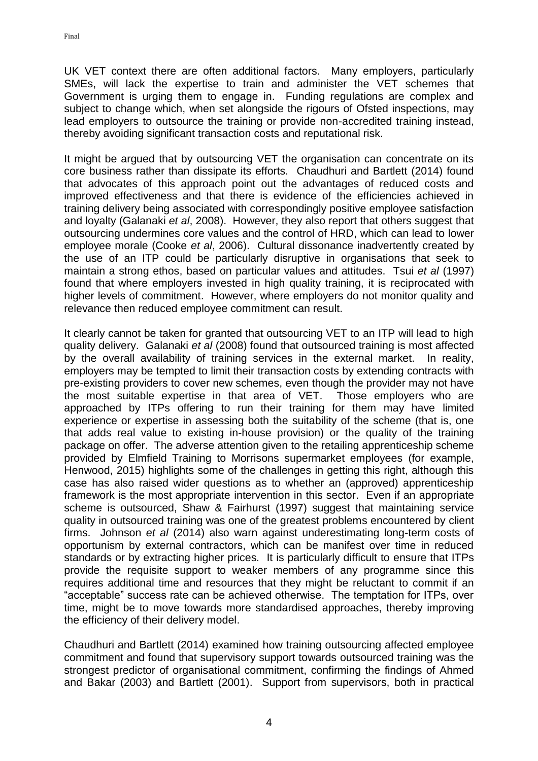UK VET context there are often additional factors. Many employers, particularly SMEs, will lack the expertise to train and administer the VET schemes that Government is urging them to engage in. Funding regulations are complex and subject to change which, when set alongside the rigours of Ofsted inspections, may lead employers to outsource the training or provide non-accredited training instead, thereby avoiding significant transaction costs and reputational risk.

It might be argued that by outsourcing VET the organisation can concentrate on its core business rather than dissipate its efforts. Chaudhuri and Bartlett (2014) found that advocates of this approach point out the advantages of reduced costs and improved effectiveness and that there is evidence of the efficiencies achieved in training delivery being associated with correspondingly positive employee satisfaction and loyalty (Galanaki *et al*, 2008). However, they also report that others suggest that outsourcing undermines core values and the control of HRD, which can lead to lower employee morale (Cooke *et al*, 2006). Cultural dissonance inadvertently created by the use of an ITP could be particularly disruptive in organisations that seek to maintain a strong ethos, based on particular values and attitudes. Tsui *et al* (1997) found that where employers invested in high quality training, it is reciprocated with higher levels of commitment. However, where employers do not monitor quality and relevance then reduced employee commitment can result.

It clearly cannot be taken for granted that outsourcing VET to an ITP will lead to high quality delivery. Galanaki *et al* (2008) found that outsourced training is most affected by the overall availability of training services in the external market. In reality, employers may be tempted to limit their transaction costs by extending contracts with pre-existing providers to cover new schemes, even though the provider may not have the most suitable expertise in that area of VET. Those employers who are approached by ITPs offering to run their training for them may have limited experience or expertise in assessing both the suitability of the scheme (that is, one that adds real value to existing in-house provision) or the quality of the training package on offer. The adverse attention given to the retailing apprenticeship scheme provided by Elmfield Training to Morrisons supermarket employees (for example, Henwood, 2015) highlights some of the challenges in getting this right, although this case has also raised wider questions as to whether an (approved) apprenticeship framework is the most appropriate intervention in this sector. Even if an appropriate scheme is outsourced, Shaw & Fairhurst (1997) suggest that maintaining service quality in outsourced training was one of the greatest problems encountered by client firms. Johnson *et al* (2014) also warn against underestimating long-term costs of opportunism by external contractors, which can be manifest over time in reduced standards or by extracting higher prices. It is particularly difficult to ensure that ITPs provide the requisite support to weaker members of any programme since this requires additional time and resources that they might be reluctant to commit if an "acceptable" success rate can be achieved otherwise. The temptation for ITPs, over time, might be to move towards more standardised approaches, thereby improving the efficiency of their delivery model.

Chaudhuri and Bartlett (2014) examined how training outsourcing affected employee commitment and found that supervisory support towards outsourced training was the strongest predictor of organisational commitment, confirming the findings of Ahmed and Bakar (2003) and Bartlett (2001). Support from supervisors, both in practical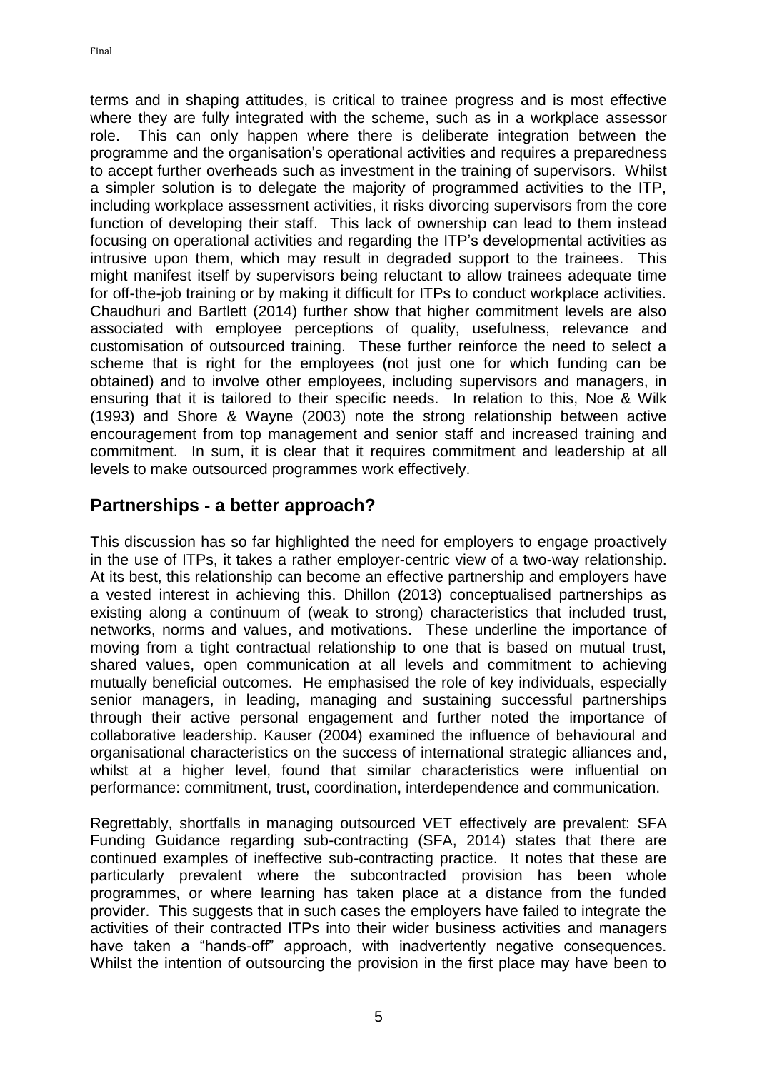terms and in shaping attitudes, is critical to trainee progress and is most effective where they are fully integrated with the scheme, such as in a workplace assessor role. This can only happen where there is deliberate integration between the programme and the organisation's operational activities and requires a preparedness to accept further overheads such as investment in the training of supervisors. Whilst a simpler solution is to delegate the majority of programmed activities to the ITP, including workplace assessment activities, it risks divorcing supervisors from the core function of developing their staff. This lack of ownership can lead to them instead focusing on operational activities and regarding the ITP's developmental activities as intrusive upon them, which may result in degraded support to the trainees. This might manifest itself by supervisors being reluctant to allow trainees adequate time for off-the-job training or by making it difficult for ITPs to conduct workplace activities. Chaudhuri and Bartlett (2014) further show that higher commitment levels are also associated with employee perceptions of quality, usefulness, relevance and customisation of outsourced training. These further reinforce the need to select a scheme that is right for the employees (not just one for which funding can be obtained) and to involve other employees, including supervisors and managers, in ensuring that it is tailored to their specific needs. In relation to this, Noe & Wilk (1993) and Shore & Wayne (2003) note the strong relationship between active encouragement from top management and senior staff and increased training and commitment. In sum, it is clear that it requires commitment and leadership at all levels to make outsourced programmes work effectively.

## Partnerships - a better approach?

This discussion has so far highlighted the need for employers to engage proactively in the use of ITPs, it takes a rather employer-centric view of a two-way relationship. At its best, this relationship can become an effective partnership and employers have a vested interest in achieving this. Dhillon (2013) conceptualised partnerships as existing along a continuum of (weak to strong) characteristics that included trust, networks, norms and values, and motivations. These underline the importance of moving from a tight contractual relationship to one that is based on mutual trust, shared values, open communication at all levels and commitment to achieving mutually beneficial outcomes. He emphasised the role of key individuals, especially senior managers, in leading, managing and sustaining successful partnerships through their active personal engagement and further noted the importance of collaborative leadership. Kauser (2004) examined the influence of behavioural and organisational characteristics on the success of international strategic alliances and, whilst at a higher level, found that similar characteristics were influential on performance: commitment, trust, coordination, interdependence and communication.

Regrettably, shortfalls in managing outsourced VET effectively are prevalent: SFA Funding Guidance regarding sub-contracting (SFA, 2014) states that there are continued examples of ineffective sub-contracting practice. It notes that these are particularly prevalent where the subcontracted provision has been whole programmes, or where learning has taken place at a distance from the funded provider. This suggests that in such cases the employers have failed to integrate the activities of their contracted ITPs into their wider business activities and managers have taken a "hands-off" approach, with inadvertently negative consequences. Whilst the intention of outsourcing the provision in the first place may have been to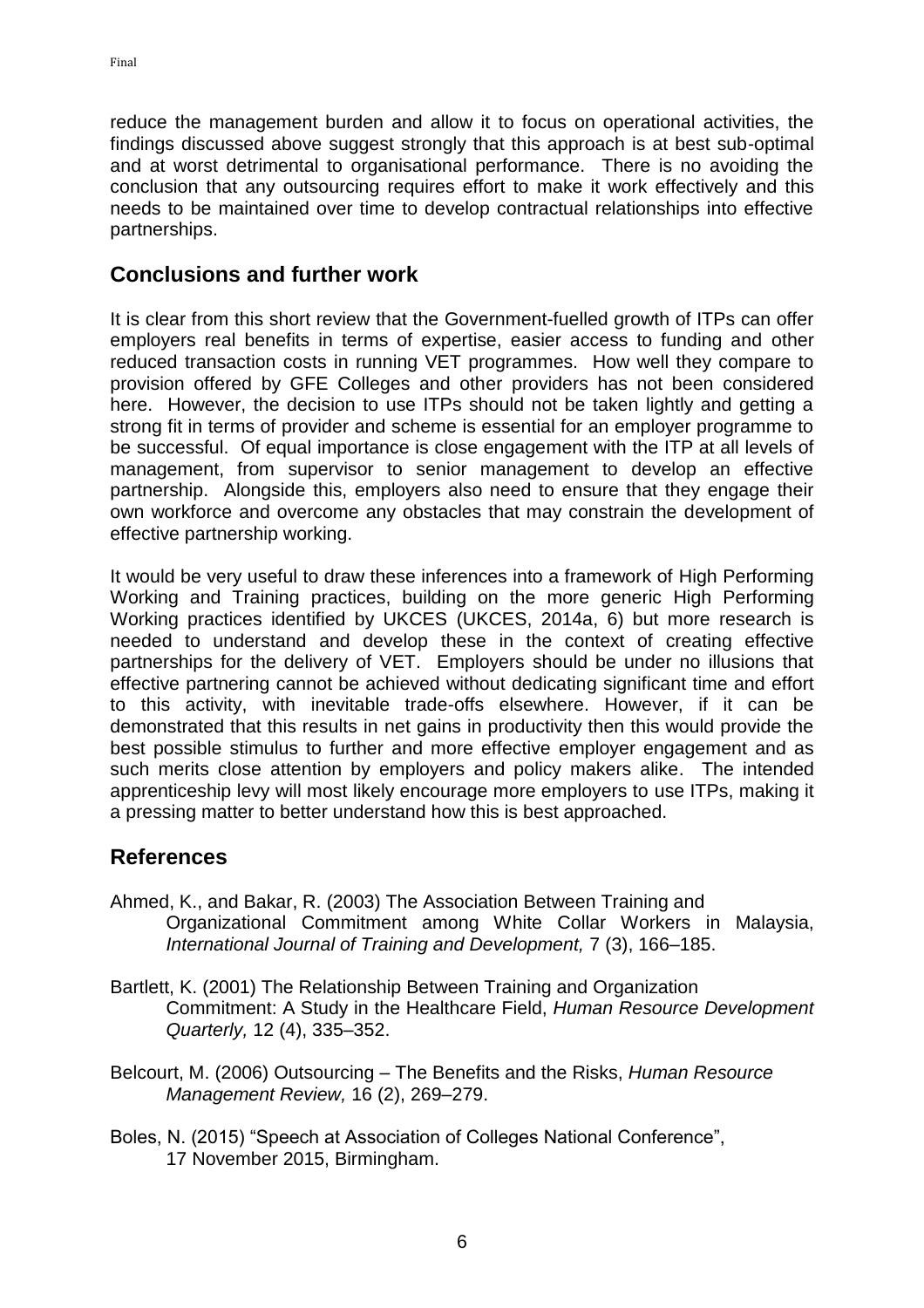reduce the management burden and allow it to focus on operational activities, the findings discussed above suggest strongly that this approach is at best sub-optimal and at worst detrimental to organisational performance. There is no avoiding the conclusion that any outsourcing requires effort to make it work effectively and this needs to be maintained over time to develop contractual relationships into effective partnerships.

## Conclusions and further work

It is clear from this short review that the Government-fuelled growth of ITPs can offer employers real benefits in terms of expertise, easier access to funding and other reduced transaction costs in running VET programmes. How well they compare to provision offered by GFE Colleges and other providers has not been considered here. However, the decision to use ITPs should not be taken lightly and getting a strong fit in terms of provider and scheme is essential for an employer programme to be successful. Of equal importance is close engagement with the ITP at all levels of management, from supervisor to senior management to develop an effective partnership. Alongside this, employers also need to ensure that they engage their own workforce and overcome any obstacles that may constrain the development of effective partnership working.

It would be very useful to draw these inferences into a framework of High Performing Working and Training practices, building on the more generic High Performing Working practices identified by UKCES (UKCES, 2014a, 6) but more research is needed to understand and develop these in the context of creating effective partnerships for the delivery of VET. Employers should be under no illusions that effective partnering cannot be achieved without dedicating significant time and effort to this activity, with inevitable trade-offs elsewhere. However, if it can be demonstrated that this results in net gains in productivity then this would provide the best possible stimulus to further and more effective employer engagement and as such merits close attention by employers and policy makers alike. The intended apprenticeship levy will most likely encourage more employers to use ITPs, making it a pressing matter to better understand how this is best approached.

## References

Ahmed, K., and Bakar, R. (2003) The Association Between Training and Organizational Commitment among White Collar Workers in Malaysia, *International Journal of Training and Development,* 7 (3), 166–185.

Bartlett, K. (2001) The Relationship Between Training and Organization Commitment: A Study in the Healthcare Field, *Human Resource Development Quarterly,* 12 (4), 335–352.

Belcourt, M. (2006) Outsourcing – The Benefits and the Risks, *Human Resource Management Review,* 16 (2), 269–279.

Boles, N. (2015) "Speech at Association of Colleges National Conference", 17 November 2015, Birmingham.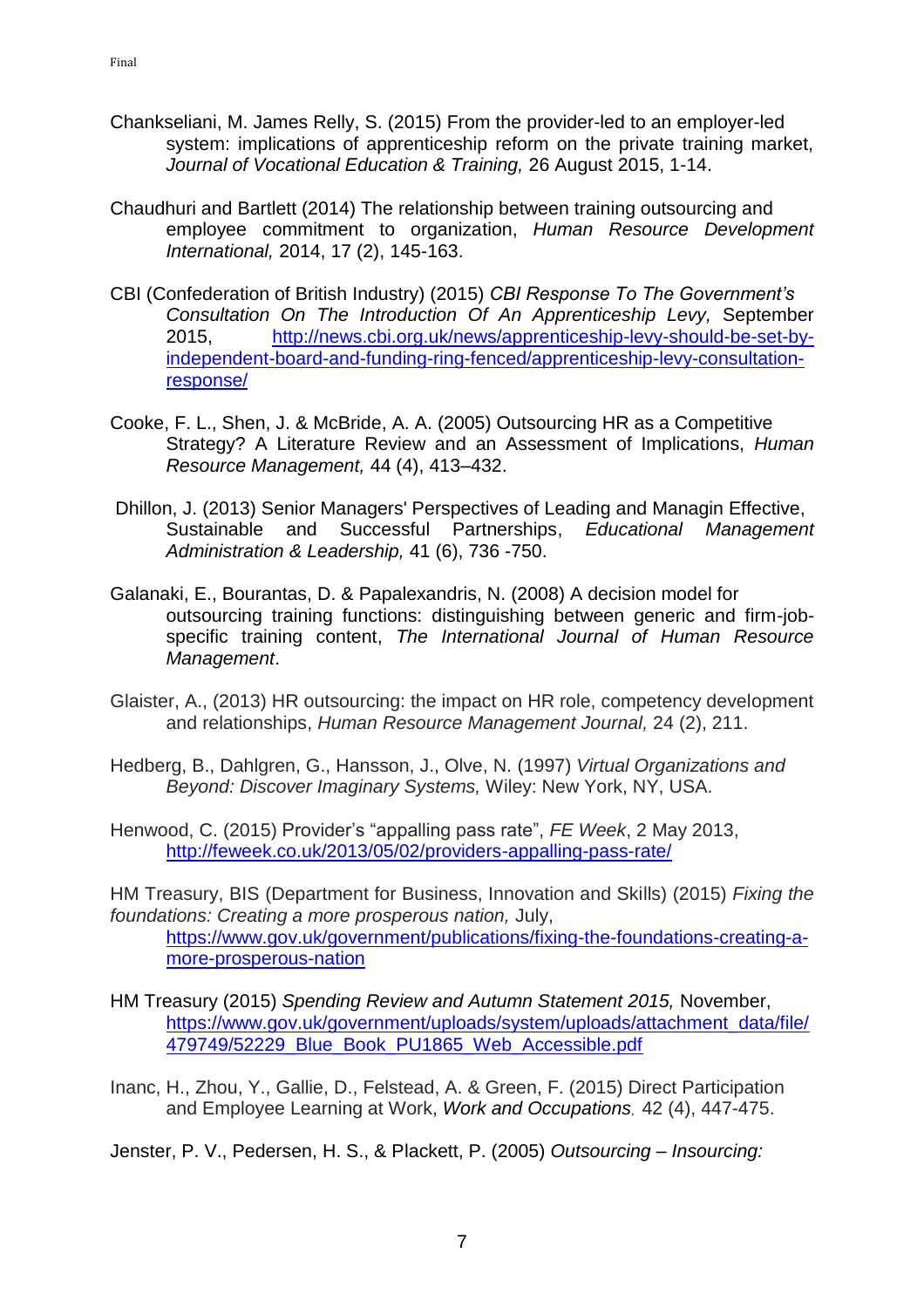Chankseliani, M. James Relly, S. (2015) From the provider-led to an employer-led system: implications of apprenticeship reform on the private training market, *Journal of Vocational Education & Training,* 26 August 2015, 1-14.

Chaudhuri and Bartlett (2014) The relationship between training outsourcing and employee commitment to organization, *Human Resource Development International,* 2014, 17 (2), 145-163.

CBI (Confederation of British Industry) (2015) *CBI Response To The Government's Consultation On The Introduction Of An Apprenticeship Levy,* September 2015, [http://news.cbi.org.uk/news/apprenticeship-levy-should-be-set-by-independent-board-and-funding-ring-fenced/apprenticeship-levy-consultation-response/](http://news.cbi.org.uk/news/apprenticeship-levy-should-be-set-by-independent-board-and-funding-ring-fenced/apprenticeship-levy-consultation-response/)

Cooke, F. L., Shen, J. & McBride, A. A. (2005) Outsourcing HR as a Competitive Strategy? A Literature Review and an Assessment of Implications, *Human Resource Management,* 44 (4), 413–432.

Dhillon, J. (2013) Senior Managers' Perspectives of Leading and Managin Effective, Sustainable and Successful Partnerships, *Educational Management Administration & Leadership,* 41 (6), 736 -750.

Galanaki, E., Bourantas, D. & Papalexandris, N. (2008) A decision model for outsourcing training functions: distinguishing between generic and firm-job-specific training content, *The International Journal of Human Resource Management*.

Glaister, A., (2013) HR outsourcing: the impact on HR role, competency development and relationships, *Human Resource Management Journal,* 24 (2), 211.

Hedberg, B., Dahlgren, G., Hansson, J., Olve, N. (1997) *Virtual Organizations and Beyond: Discover Imaginary Systems,* Wiley: New York, NY, USA.

Henwood, C. (2015) Provider's "appalling pass rate", *FE Week*, 2 May 2013, [http://feweek.co.uk/2013/05/02/providers-appalling-pass-rate/](http://feweek.co.uk/2013/05/02/providers-appalling-pass-rate/)

HM Treasury, BIS (Department for Business, Innovation and Skills) (2015) *Fixing the foundations: Creating a more prosperous nation,* July, [https://www.gov.uk/government/publications/fixing-the-foundations-creating-a-more-prosperous-nation](https://www.gov.uk/government/publications/fixing-the-foundations-creating-a-more-prosperous-nation)

HM Treasury (2015) *Spending Review and Autumn Statement 2015,* November, [https://www.gov.uk/government/uploads/system/uploads/attachment_data/file/479749/52229_Blue_Book_PU1865_Web_Accessible.pdf](https://www.gov.uk/government/uploads/system/uploads/attachment_data/file/479749/52229_Blue_Book_PU1865_Web_Accessible.pdf)

Inanc, H., Zhou, Y., Gallie, D., Felstead, A. & Green, F. (2015) Direct Participation and Employee Learning at Work, *Work and Occupations,* 42 (4), 447-475.

Jenster, P. V., Pedersen, H. S., & Plackett, P. (2005) *Outsourcing – Insourcing:*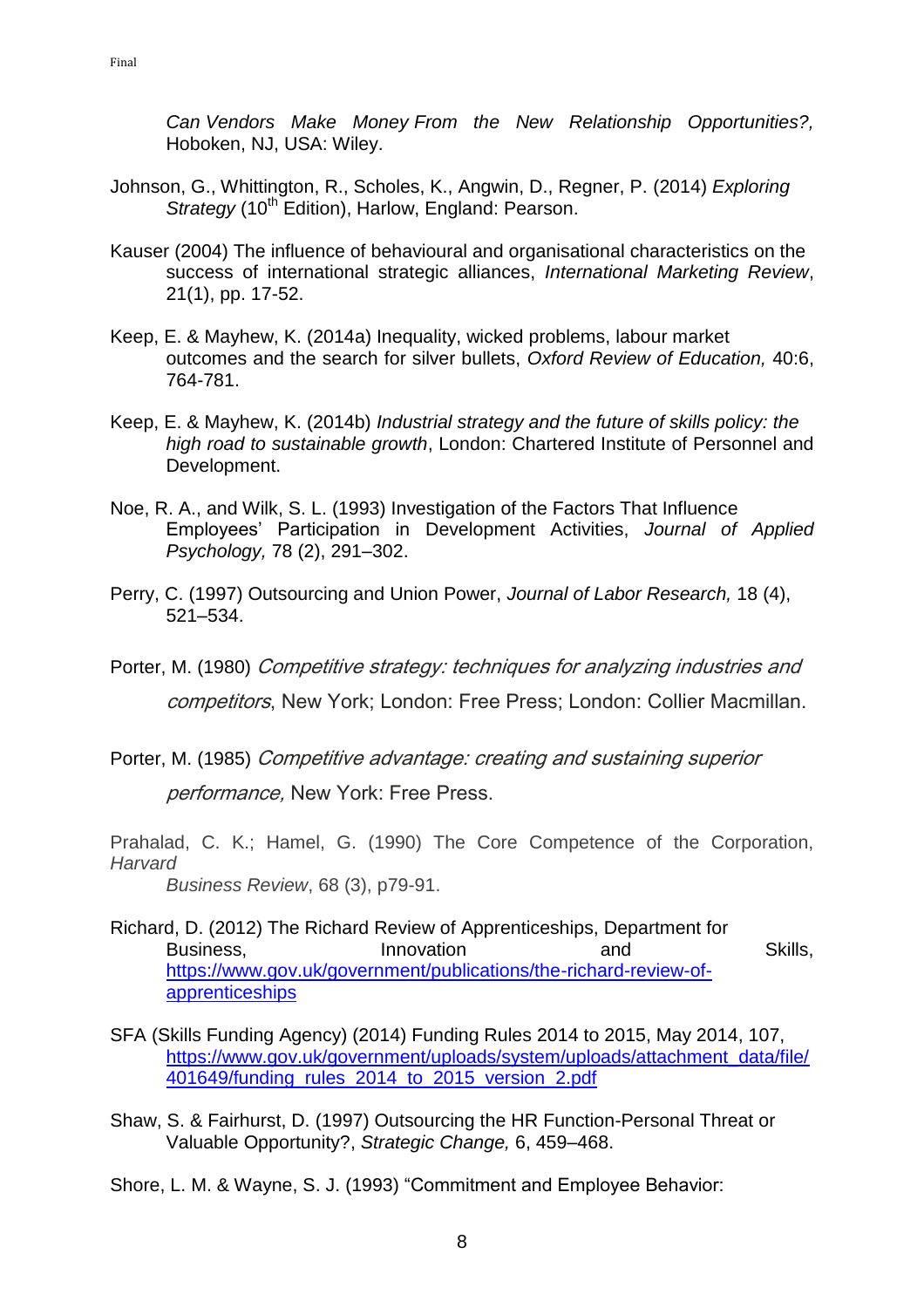*Can Vendors Make Money From the New Relationship Opportunities?,* Hoboken, NJ, USA: Wiley.

Johnson, G., Whittington, R., Scholes, K., Angwin, D., Regner, P. (2014) *Exploring Strategy* (10th Edition), Harlow, England: Pearson.

Kauser (2004) The influence of behavioural and organisational characteristics on the success of international strategic alliances, *International Marketing Review*, 21(1), pp. 17-52.

Keep, E. & Mayhew, K. (2014a) Inequality, wicked problems, labour market outcomes and the search for silver bullets, *Oxford Review of Education,* 40:6, 764-781.

Keep, E. & Mayhew, K. (2014b) *Industrial strategy and the future of skills policy: the high road to sustainable growth*, London: Chartered Institute of Personnel and Development.

Noe, R. A., and Wilk, S. L. (1993) Investigation of the Factors That Influence Employees' Participation in Development Activities, *Journal of Applied Psychology,* 78 (2), 291–302.

Perry, C. (1997) Outsourcing and Union Power, *Journal of Labor Research,* 18 (4), 521–534.

Porter, M. (1980) *Competitive strategy: techniques for analyzing industries and competitors*, New York; London: Free Press; London: Collier Macmillan.

Porter, M. (1985) *Competitive advantage: creating and sustaining superior performance,* New York: Free Press.

Prahalad, C. K.; Hamel, G. (1990) The Core Competence of the Corporation, *Harvard Business Review*, 68 (3), p79-91.

Richard, D. (2012) The Richard Review of Apprenticeships, Department for Business, Innovation and Skills, https://www.gov.uk/government/publications/the-richard-review-of-apprenticeships

SFA (Skills Funding Agency) (2014) Funding Rules 2014 to 2015, May 2014, 107, https://www.gov.uk/government/uploads/system/uploads/attachment_data/file/401649/funding_rules_2014_to_2015_version_2.pdf

Shaw, S. & Fairhurst, D. (1997) Outsourcing the HR Function-Personal Threat or Valuable Opportunity?, *Strategic Change,* 6, 459–468.

Shore, L. M. & Wayne, S. J. (1993) "Commitment and Employee Behavior: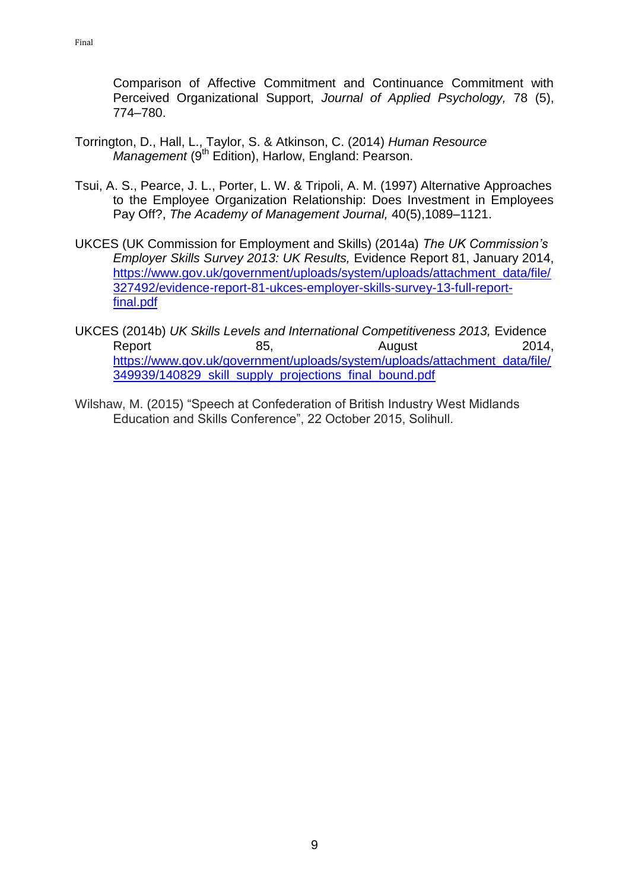Comparison of Affective Commitment and Continuance Commitment with Perceived Organizational Support, *Journal of Applied Psychology,* 78 (5), 774–780.

Torrington, D., Hall, L., Taylor, S. & Atkinson, C. (2014) *Human Resource Management* (9th Edition), Harlow, England: Pearson.

Tsui, A. S., Pearce, J. L., Porter, L. W. & Tripoli, A. M. (1997) Alternative Approaches to the Employee Organization Relationship: Does Investment in Employees Pay Off?, *The Academy of Management Journal,* 40(5),1089–1121.

UKCES (UK Commission for Employment and Skills) (2014a) *The UK Commission's Employer Skills Survey 2013: UK Results,* Evidence Report 81, January 2014, https://www.gov.uk/government/uploads/system/uploads/attachment_data/file/327492/evidence-report-81-ukces-employer-skills-survey-13-full-report-final.pdf

UKCES (2014b) *UK Skills Levels and International Competitiveness 2013,* Evidence Report 85, August 2014, https://www.gov.uk/government/uploads/system/uploads/attachment_data/file/349939/140829_skill_supply_projections_final_bound.pdf

Wilshaw, M. (2015) "Speech at Confederation of British Industry West Midlands Education and Skills Conference", 22 October 2015, Solihull.